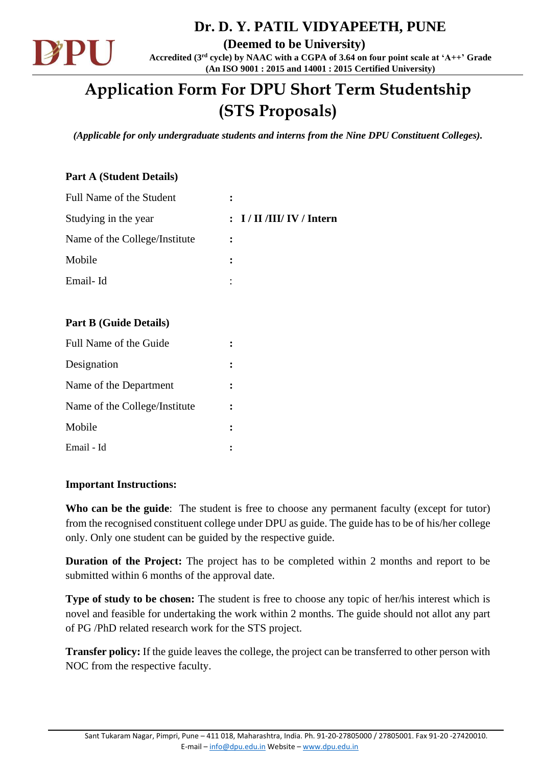# Dr. D. Y. PATIL VIDYAPEETH, PUNE

**(Deemed to be University)**

**Accredited (3rd cycle) by NAAC with a CGPA of 3.64 on four point scale at 'A++' Grade**

**(An ISO 9001 : 2015 and 14001 : 2015 Certified University)**

# Application Form For DPU Short Term Studentship (STS Proposals)

***(Applicable for only undergraduate students and interns from the Nine DPU Constituent Colleges).***

**Part A (Student Details)**

Full Name of the Student :

Studying in the year : **I / II /III/ IV / Intern**

Name of the College/Institute :

Mobile :

Email- Id :

**Part B (Guide Details)**

Full Name of the Guide :

Designation :

Name of the Department :

Name of the College/Institute :

Mobile :

Email - Id :

**Important Instructions:**

**Who can be the guide**: The student is free to choose any permanent faculty (except for tutor) from the recognised constituent college under DPU as guide. The guide has to be of his/her college only. Only one student can be guided by the respective guide.

**Duration of the Project:** The project has to be completed within 2 months and report to be submitted within 6 months of the approval date.

**Type of study to be chosen:** The student is free to choose any topic of her/his interest which is novel and feasible for undertaking the work within 2 months. The guide should not allot any part of PG /PhD related research work for the STS project.

**Transfer policy:** If the guide leaves the college, the project can be transferred to other person with NOC from the respective faculty.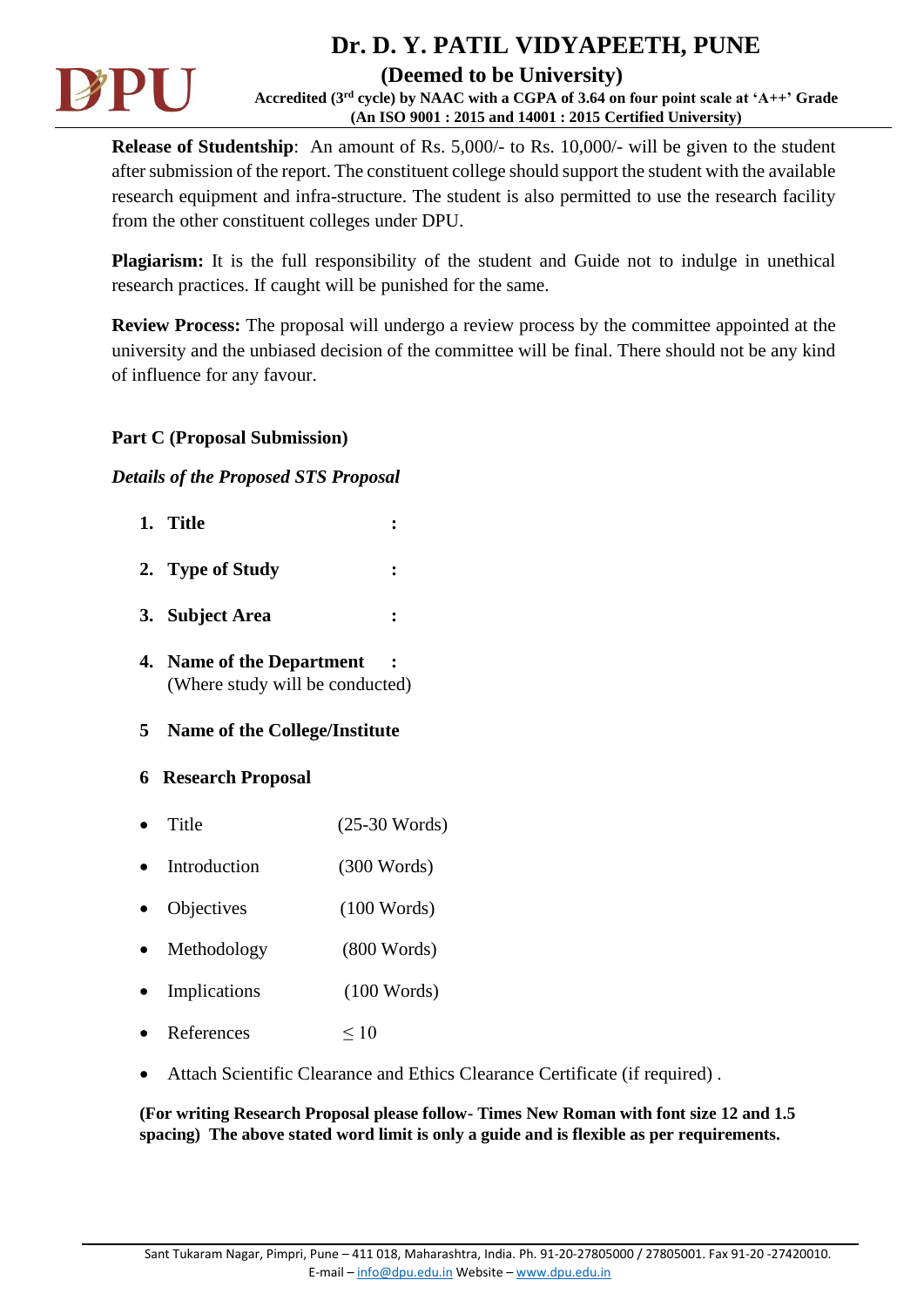**Release of Studentship**: An amount of Rs. 5,000/- to Rs. 10,000/- will be given to the student after submission of the report. The constituent college should support the student with the available research equipment and infra-structure. The student is also permitted to use the research facility from the other constituent colleges under DPU.

**Plagiarism:** It is the full responsibility of the student and Guide not to indulge in unethical research practices. If caught will be punished for the same.

**Review Process:** The proposal will undergo a review process by the committee appointed at the university and the unbiased decision of the committee will be final. There should not be any kind of influence for any favour.

**Part C (Proposal Submission)**

***Details of the Proposed STS Proposal***

1. **Title** :
2. **Type of Study** :
3. **Subject Area** :
4. **Name of the Department** :
   (Where study will be conducted)
5. **Name of the College/Institute**
6. **Research Proposal**

- Title (25-30 Words)
- Introduction (300 Words)
- Objectives (100 Words)
- Methodology (800 Words)
- Implications (100 Words)
- References $\leq 10$
- Attach Scientific Clearance and Ethics Clearance Certificate (if required) .

**(For writing Research Proposal please follow- Times New Roman with font size 12 and 1.5 spacing) The above stated word limit is only a guide and is flexible as per requirements.**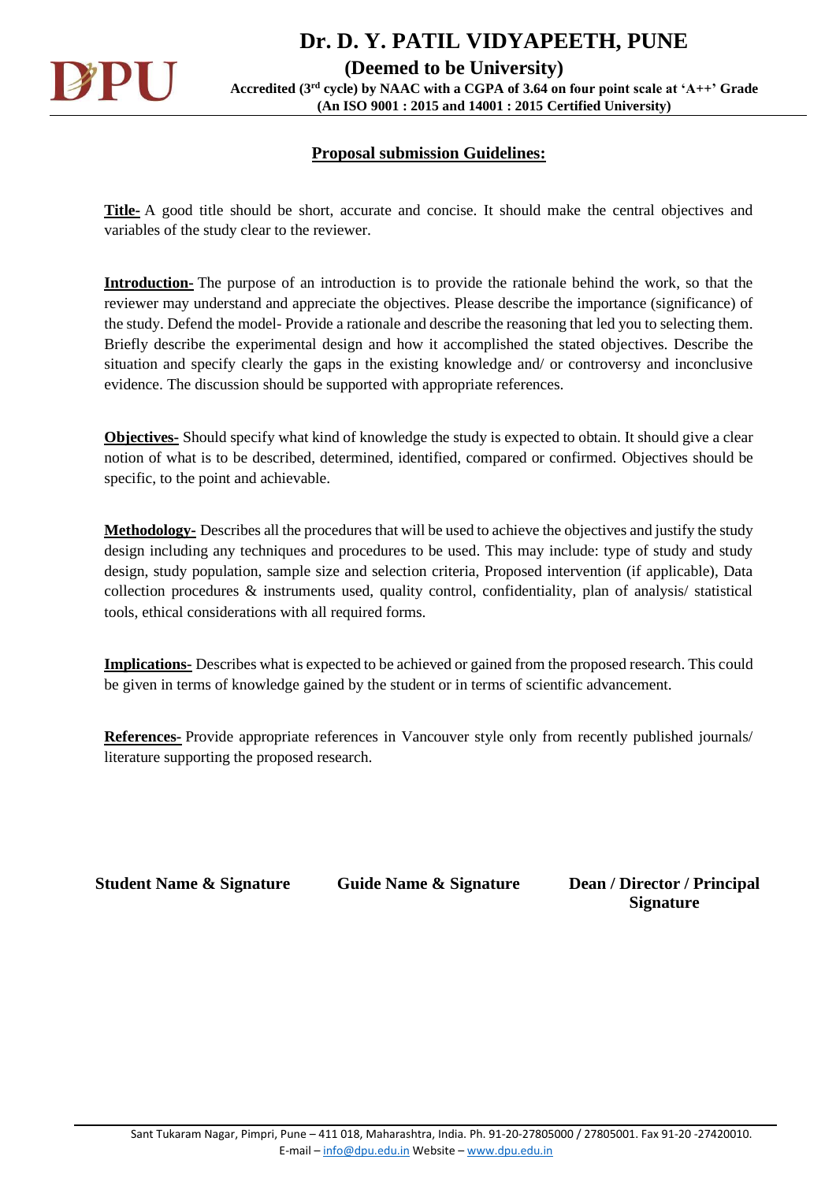## Proposal submission Guidelines:

**Title-** A good title should be short, accurate and concise. It should make the central objectives and variables of the study clear to the reviewer.

**Introduction-** The purpose of an introduction is to provide the rationale behind the work, so that the reviewer may understand and appreciate the objectives. Please describe the importance (significance) of the study. Defend the model- Provide a rationale and describe the reasoning that led you to selecting them. Briefly describe the experimental design and how it accomplished the stated objectives. Describe the situation and specify clearly the gaps in the existing knowledge and/ or controversy and inconclusive evidence. The discussion should be supported with appropriate references.

**Objectives-** Should specify what kind of knowledge the study is expected to obtain. It should give a clear notion of what is to be described, determined, identified, compared or confirmed. Objectives should be specific, to the point and achievable.

**Methodology-** Describes all the procedures that will be used to achieve the objectives and justify the study design including any techniques and procedures to be used. This may include: type of study and study design, study population, sample size and selection criteria, Proposed intervention (if applicable), Data collection procedures & instruments used, quality control, confidentiality, plan of analysis/ statistical tools, ethical considerations with all required forms.

**Implications-** Describes what is expected to be achieved or gained from the proposed research. This could be given in terms of knowledge gained by the student or in terms of scientific advancement.

**References-** Provide appropriate references in Vancouver style only from recently published journals/ literature supporting the proposed research.

**Student Name & Signature** **Guide Name & Signature** **Dean / Director / Principal Signature**